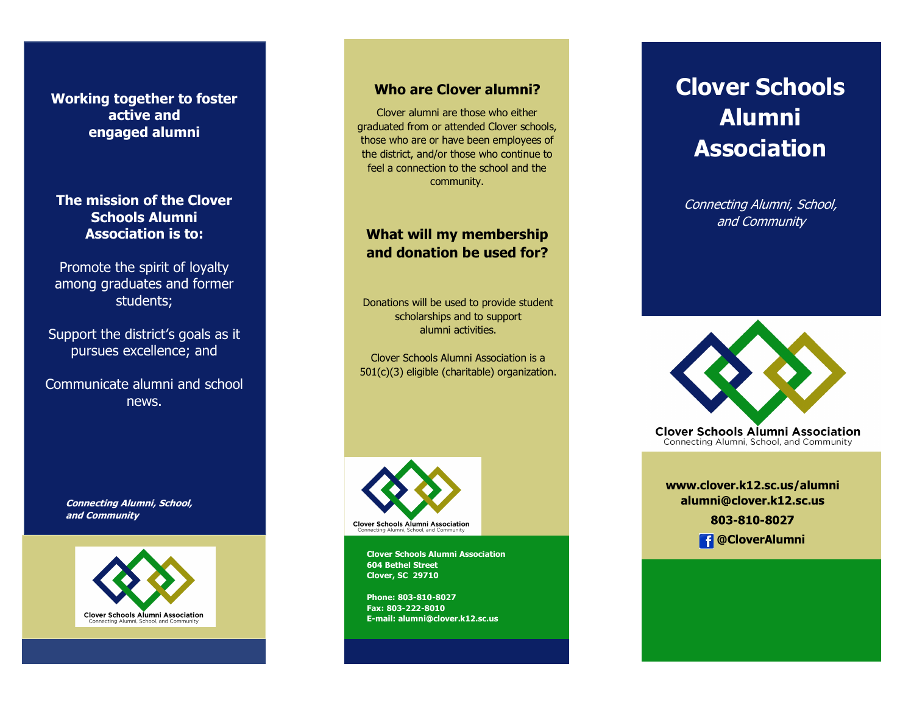**Working together to foster active and engaged alumni**

**The mission of the Clover Schools Alumni Association is to:**

Promote the spirit of loyalty among graduates and former students;

Support the district's goals as it pursues excellence; and

Communicate alumni and school news.

***Connecting Alumni, School, and Community***

Clover Schools Alumni Association
Connecting Alumni, School, and Community

## Who are Clover alumni?

Clover alumni are those who either graduated from or attended Clover schools, those who are or have been employees of the district, and/or those who continue to feel a connection to the school and the community.

## What will my membership and donation be used for?

Donations will be used to provide student scholarships and to support alumni activities.

Clover Schools Alumni Association is a 501(c)(3) eligible (charitable) organization.

Clover Schools Alumni Association
Connecting Alumni, School, and Community

**Clover Schools Alumni Association**
**604 Bethel Street**
**Clover, SC 29710**

**Phone: 803-810-8027**
**Fax: 803-222-8010**
**E-mail: alumni@clover.k12.sc.us**

# Clover Schools Alumni Association

*Connecting Alumni, School, and Community*

**Clover Schools Alumni Association**
Connecting Alumni, School, and Community

**www.clover.k12.sc.us/alumni**
**alumni@clover.k12.sc.us**

**803-810-8027**

**@CloverAlumni**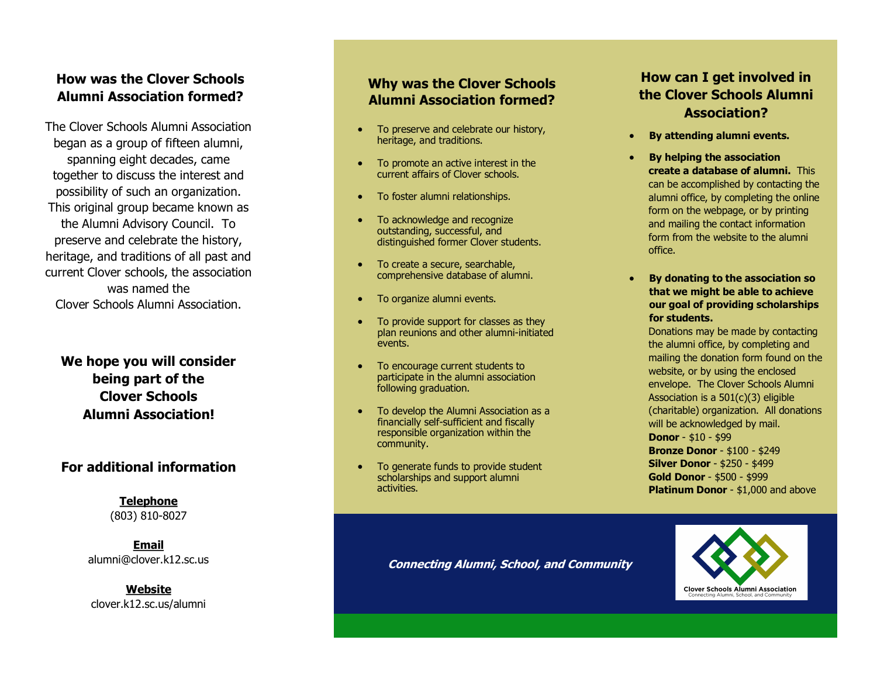## How was the Clover Schools Alumni Association formed?

The Clover Schools Alumni Association began as a group of fifteen alumni, spanning eight decades, came together to discuss the interest and possibility of such an organization. This original group became known as the Alumni Advisory Council. To preserve and celebrate the history, heritage, and traditions of all past and current Clover schools, the association was named the Clover Schools Alumni Association.

**We hope you will consider being part of the Clover Schools Alumni Association!**

## For additional information

**Telephone**
(803) 810-8027

**Email**
alumni@clover.k12.sc.us

**Website**
clover.k12.sc.us/alumni

## Why was the Clover Schools Alumni Association formed?

- To preserve and celebrate our history, heritage, and traditions.
- To promote an active interest in the current affairs of Clover schools.
- To foster alumni relationships.
- To acknowledge and recognize outstanding, successful, and distinguished former Clover students.
- To create a secure, searchable, comprehensive database of alumni.
- To organize alumni events.
- To provide support for classes as they plan reunions and other alumni-initiated events.
- To encourage current students to participate in the alumni association following graduation.
- To develop the Alumni Association as a financially self-sufficient and fiscally responsible organization within the community.
- To generate funds to provide student scholarships and support alumni activities.

## How can I get involved in the Clover Schools Alumni Association?

- **By attending alumni events.**
- **By helping the association create a database of alumni.** This can be accomplished by contacting the alumni office, by completing the online form on the webpage, or by printing and mailing the contact information form from the website to the alumni office.
- **By donating to the association so that we might be able to achieve our goal of providing scholarships for students.**
  Donations may be made by contacting the alumni office, by completing and mailing the donation form found on the website, or by using the enclosed envelope. The Clover Schools Alumni Association is a 501(c)(3) eligible (charitable) organization. All donations will be acknowledged by mail.
  **Donor** - $10 - $99
  **Bronze Donor** - $100 - $249
  **Silver Donor** - $250 - $499
  **Gold Donor** - $500 - $999
  **Platinum Donor** - $1,000 and above

***Connecting Alumni, School, and Community***

Clover Schools Alumni Association
Connecting Alumni, School, and Community